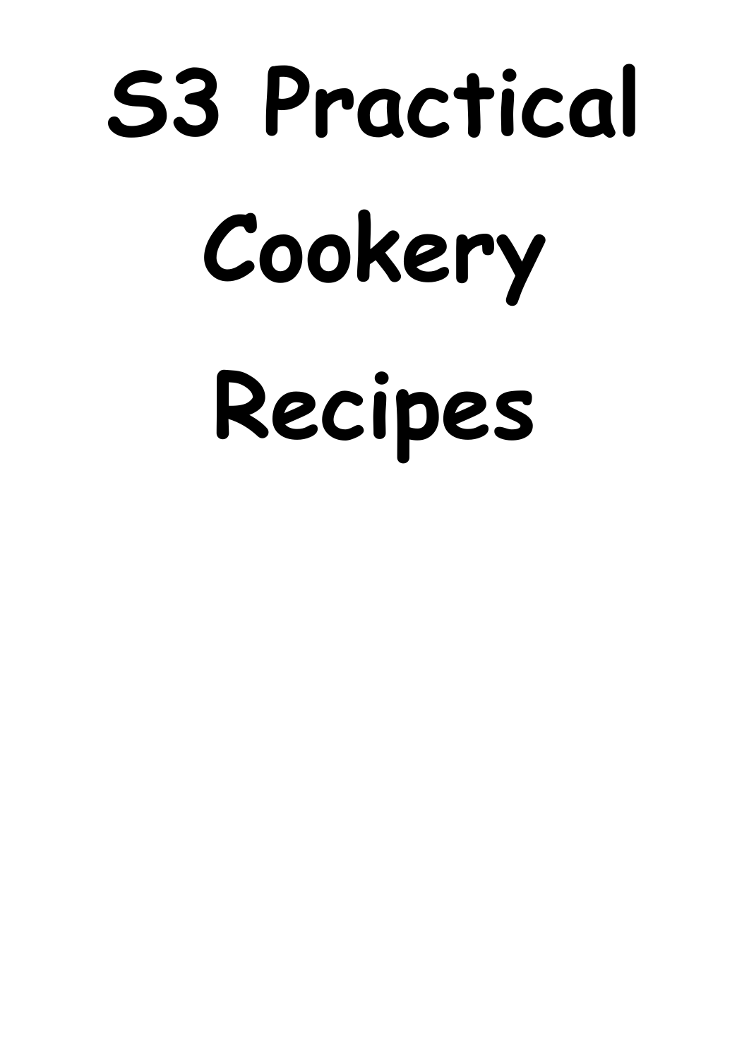# S3 Practical Cookery Recipes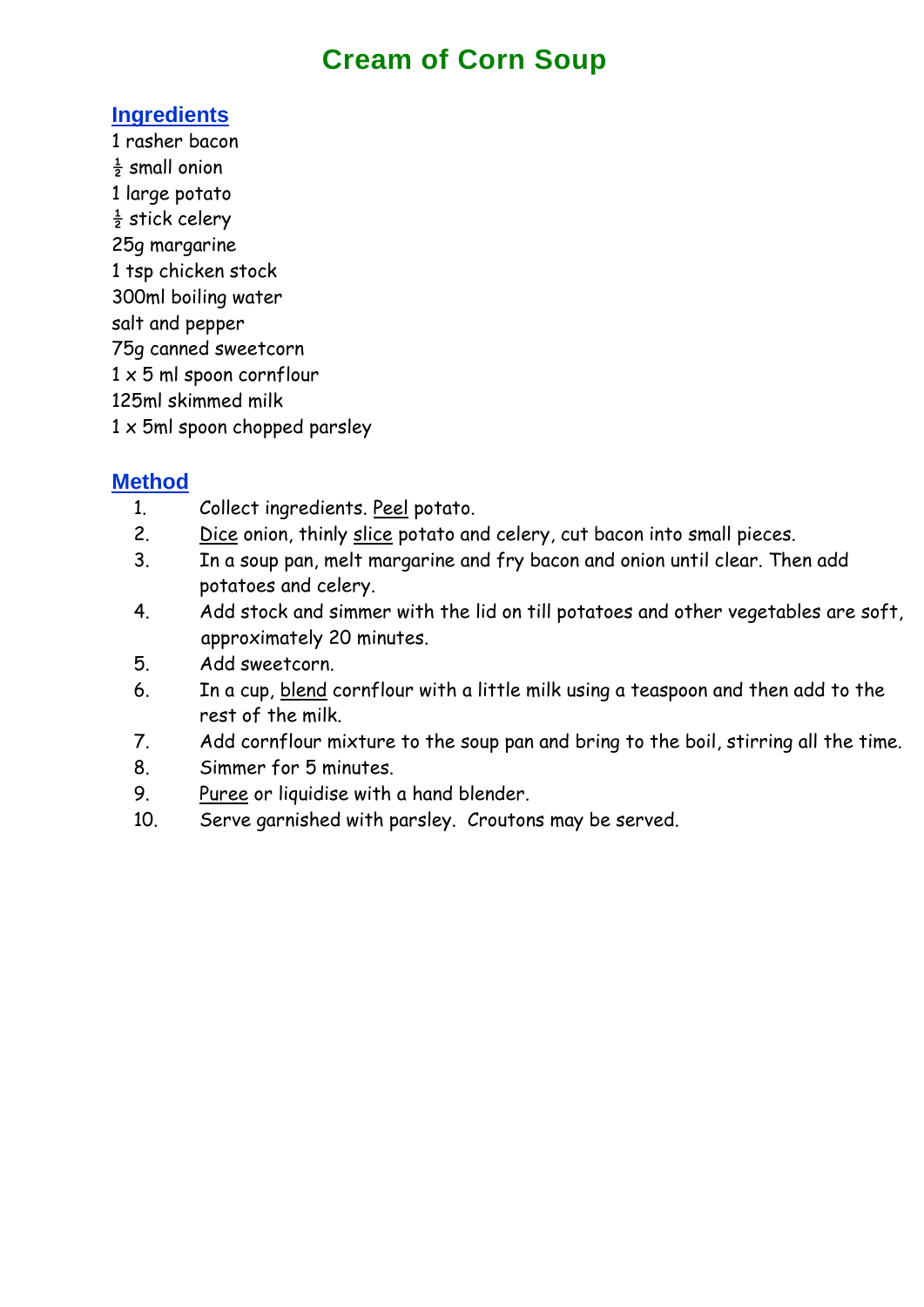# Cream of Corn Soup

## Ingredients

1 rasher bacon
½ small onion
1 large potato
½ stick celery
25g margarine
1 tsp chicken stock
300ml boiling water
salt and pepper
75g canned sweetcorn
1 x 5 ml spoon cornflour
125ml skimmed milk
1 x 5ml spoon chopped parsley

## Method

1. Collect ingredients. Peel potato.
2. Dice onion, thinly slice potato and celery, cut bacon into small pieces.
3. In a soup pan, melt margarine and fry bacon and onion until clear. Then add potatoes and celery.
4. Add stock and simmer with the lid on till potatoes and other vegetables are soft, approximately 20 minutes.
5. Add sweetcorn.
6. In a cup, blend cornflour with a little milk using a teaspoon and then add to the rest of the milk.
7. Add cornflour mixture to the soup pan and bring to the boil, stirring all the time.
8. Simmer for 5 minutes.
9. Puree or liquidise with a hand blender.
10. Serve garnished with parsley. Croutons may be served.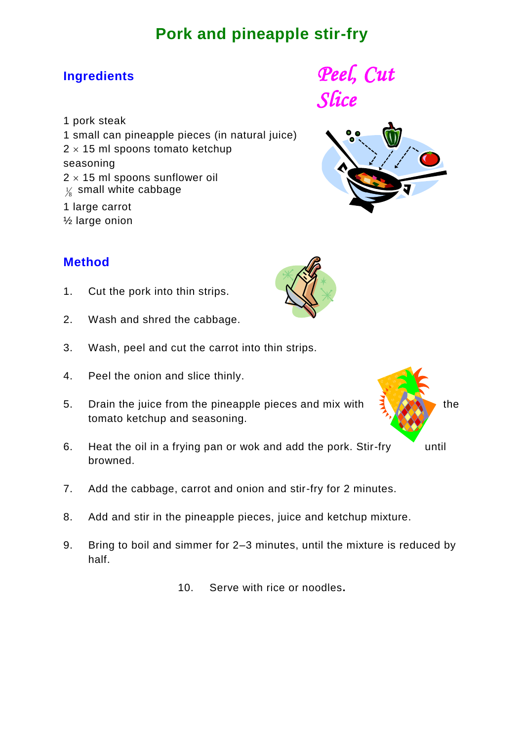# Pork and pineapple stir-fry

## Ingredients

Peel, Cut Slice

1 pork steak
1 small can pineapple pieces (in natural juice)
2 × 15 ml spoons tomato ketchup
seasoning
2 × 15 ml spoons sunflower oil
⅛ small white cabbage
1 large carrot
½ large onion

## Method

1. Cut the pork into thin strips.
2. Wash and shred the cabbage.
3. Wash, peel and cut the carrot into thin strips.
4. Peel the onion and slice thinly.
5. Drain the juice from the pineapple pieces and mix with the tomato ketchup and seasoning.
6. Heat the oil in a frying pan or wok and add the pork. Stir-fry until browned.
7. Add the cabbage, carrot and onion and stir-fry for 2 minutes.
8. Add and stir in the pineapple pieces, juice and ketchup mixture.
9. Bring to boil and simmer for 2–3 minutes, until the mixture is reduced by half.
10. Serve with rice or noodles.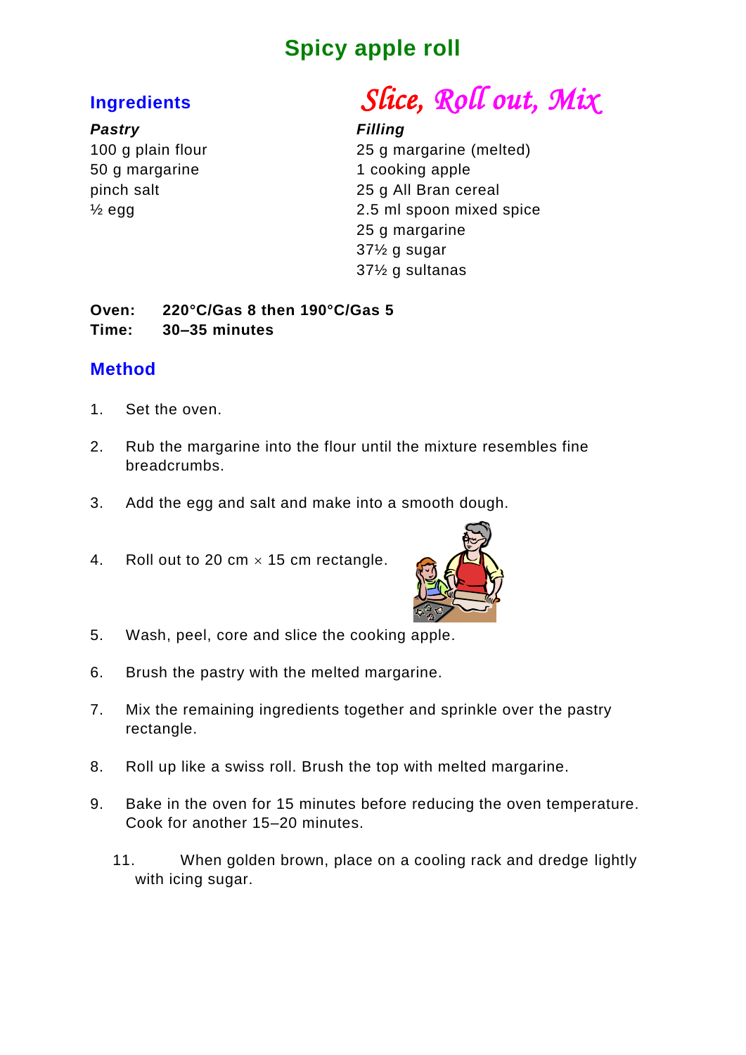# Spicy apple roll

## Ingredients

*Slice, Roll out, Mix*

***Pastry***

100 g plain flour
50 g margarine
pinch salt
½ egg

***Filling***

25 g margarine (melted)
1 cooking apple
25 g All Bran cereal
2.5 ml spoon mixed spice
25 g margarine
37½ g sugar
37½ g sultanas

**Oven:** **220°C/Gas 8 then 190°C/Gas 5**
**Time:** **30–35 minutes**

## Method

1. Set the oven.
2. Rub the margarine into the flour until the mixture resembles fine breadcrumbs.
3. Add the egg and salt and make into a smooth dough.
4. Roll out to 20 cm × 15 cm rectangle.
5. Wash, peel, core and slice the cooking apple.
6. Brush the pastry with the melted margarine.
7. Mix the remaining ingredients together and sprinkle over the pastry rectangle.
8. Roll up like a swiss roll. Brush the top with melted margarine.
9. Bake in the oven for 15 minutes before reducing the oven temperature. Cook for another 15–20 minutes.

11. When golden brown, place on a cooling rack and dredge lightly with icing sugar.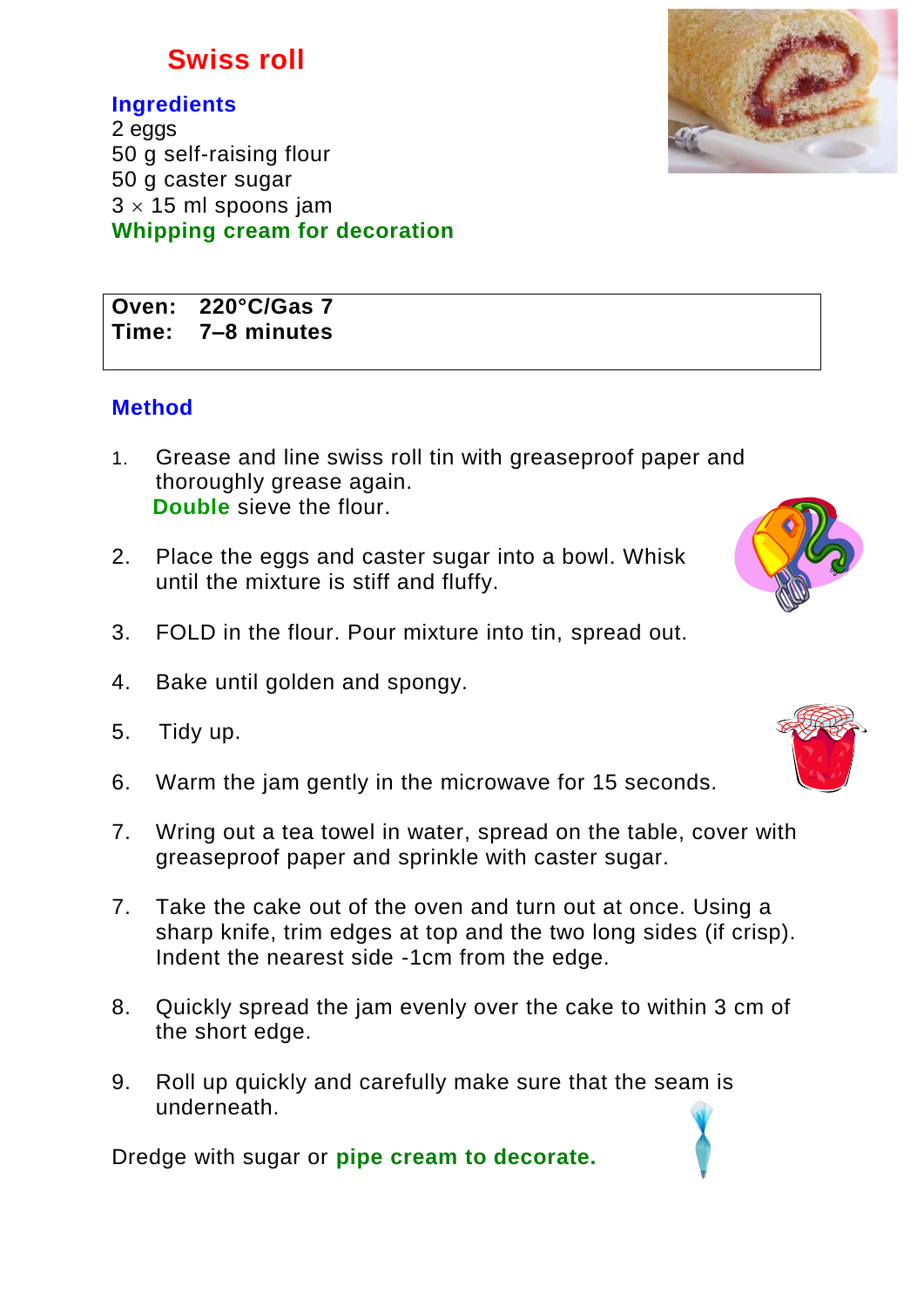# Swiss roll

## Ingredients

2 eggs
50 g self-raising flour
50 g caster sugar
3 × 15 ml spoons jam
**Whipping cream for decoration**

**Oven: 220°C/Gas 7**
**Time: 7–8 minutes**

## Method

1. Grease and line swiss roll tin with greaseproof paper and thoroughly grease again.
   **Double** sieve the flour.

2. Place the eggs and caster sugar into a bowl. Whisk until the mixture is stiff and fluffy.

3. FOLD in the flour. Pour mixture into tin, spread out.

4. Bake until golden and spongy.

5. Tidy up.

6. Warm the jam gently in the microwave for 15 seconds.

7. Wring out a tea towel in water, spread on the table, cover with greaseproof paper and sprinkle with caster sugar.

7. Take the cake out of the oven and turn out at once. Using a sharp knife, trim edges at top and the two long sides (if crisp). Indent the nearest side -1cm from the edge.

8. Quickly spread the jam evenly over the cake to within 3 cm of the short edge.

9. Roll up quickly and carefully make sure that the seam is underneath.

Dredge with sugar or **pipe cream to decorate.**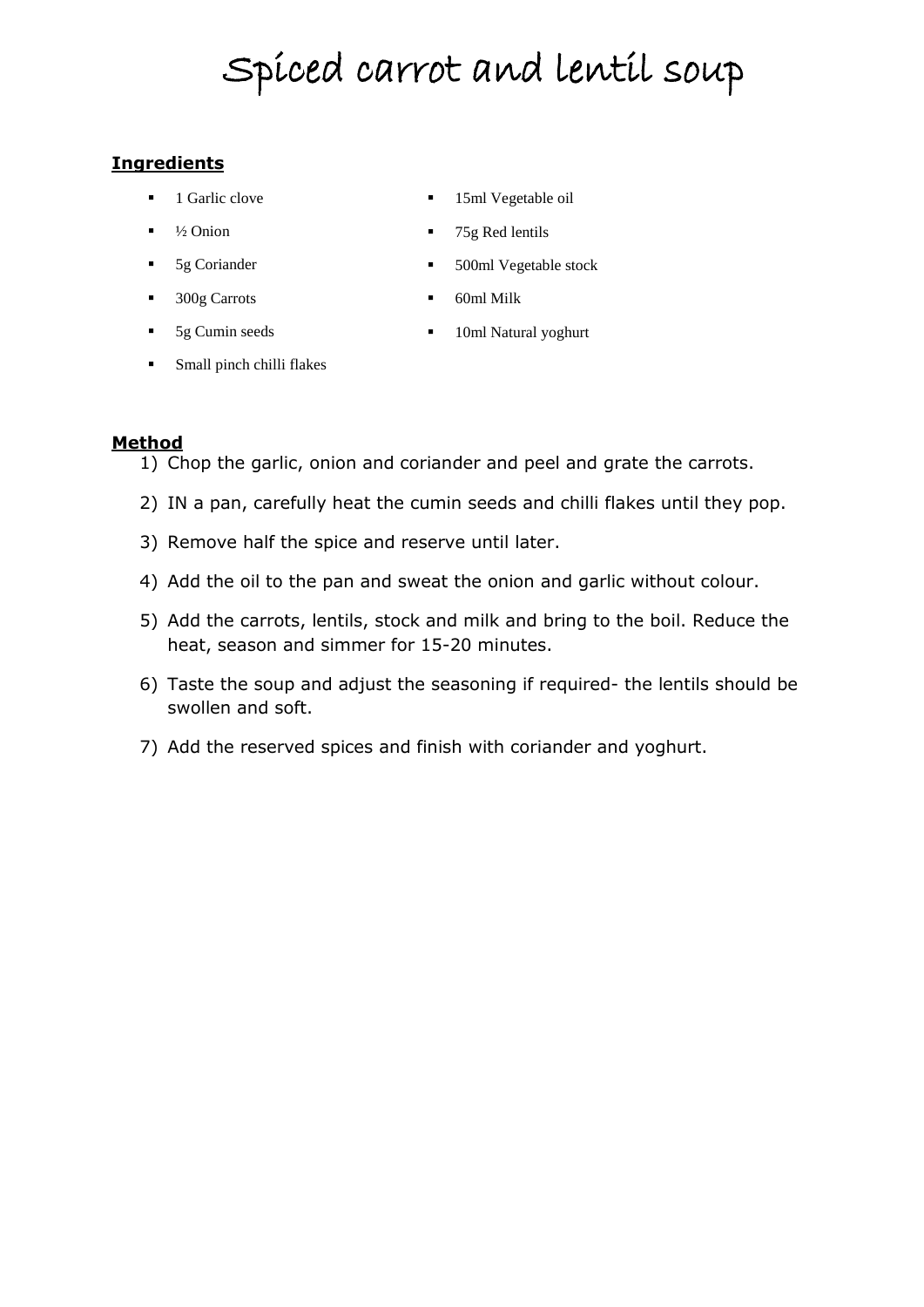# Spiced carrot and lentil soup

**Ingredients**

- 1 Garlic clove
- ½ Onion
- 5g Coriander
- 300g Carrots
- 5g Cumin seeds
- Small pinch chilli flakes
- 15ml Vegetable oil
- 75g Red lentils
- 500ml Vegetable stock
- 60ml Milk
- 10ml Natural yoghurt

**Method**

1) Chop the garlic, onion and coriander and peel and grate the carrots.
2) IN a pan, carefully heat the cumin seeds and chilli flakes until they pop.
3) Remove half the spice and reserve until later.
4) Add the oil to the pan and sweat the onion and garlic without colour.
5) Add the carrots, lentils, stock and milk and bring to the boil. Reduce the heat, season and simmer for 15-20 minutes.
6) Taste the soup and adjust the seasoning if required- the lentils should be swollen and soft.
7) Add the reserved spices and finish with coriander and yoghurt.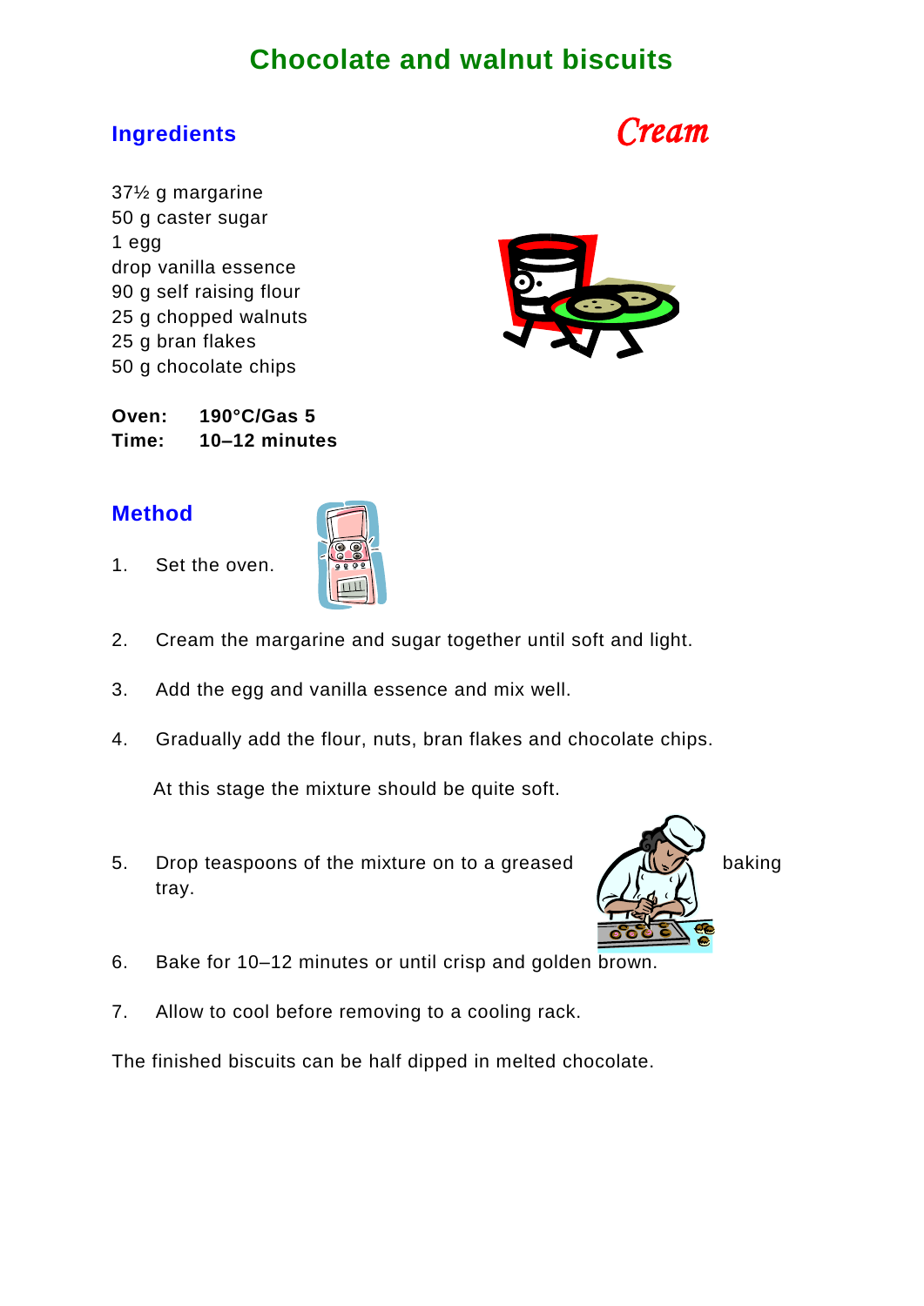# Chocolate and walnut biscuits

## Ingredients

*Cream*

37½ g margarine
50 g caster sugar
1 egg
drop vanilla essence
90 g self raising flour
25 g chopped walnuts
25 g bran flakes
50 g chocolate chips

**Oven:** **190°C/Gas 5**
**Time:** **10–12 minutes**

## Method

1. Set the oven.

2. Cream the margarine and sugar together until soft and light.

3. Add the egg and vanilla essence and mix well.

4. Gradually add the flour, nuts, bran flakes and chocolate chips.

   At this stage the mixture should be quite soft.

5. Drop teaspoons of the mixture on to a greased baking tray.

6. Bake for 10–12 minutes or until crisp and golden brown.

7. Allow to cool before removing to a cooling rack.

The finished biscuits can be half dipped in melted chocolate.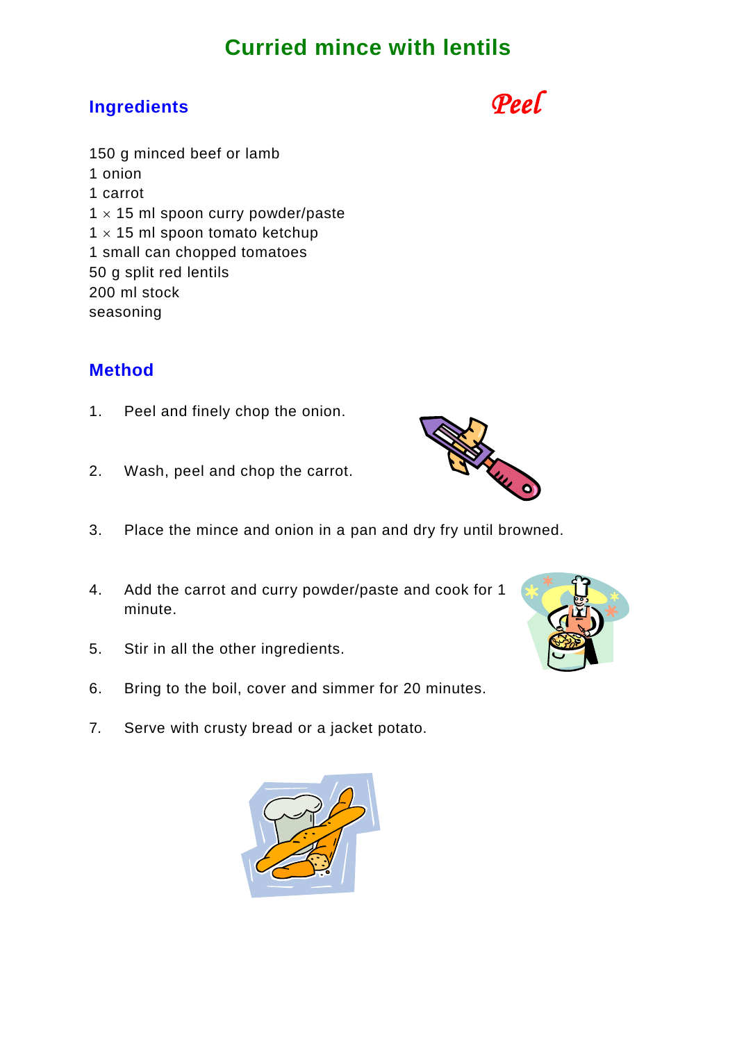# Curried mince with lentils

## Ingredients

*Peel*

150 g minced beef or lamb
1 onion
1 carrot
1 $\times$ 15 ml spoon curry powder/paste
1 $\times$ 15 ml spoon tomato ketchup
1 small can chopped tomatoes
50 g split red lentils
200 ml stock
seasoning

## Method

1. Peel and finely chop the onion.
2. Wash, peel and chop the carrot.
3. Place the mince and onion in a pan and dry fry until browned.
4. Add the carrot and curry powder/paste and cook for 1 minute.
5. Stir in all the other ingredients.
6. Bring to the boil, cover and simmer for 20 minutes.
7. Serve with crusty bread or a jacket potato.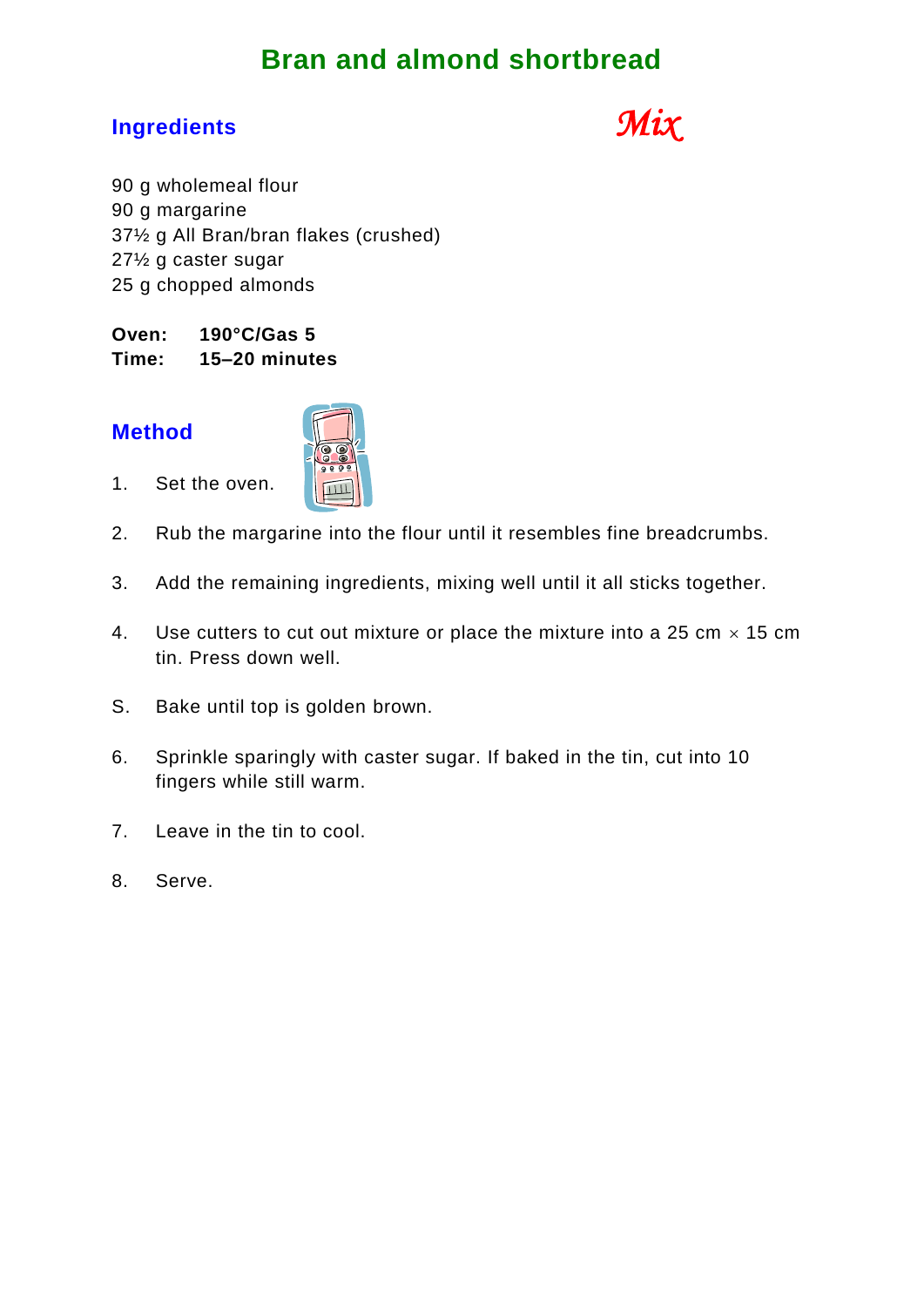# Bran and almond shortbread

## Ingredients

*Mix*

90 g wholemeal flour
90 g margarine
37½ g All Bran/bran flakes (crushed)
27½ g caster sugar
25 g chopped almonds

**Oven:** **190°C/Gas 5**
**Time:** **15–20 minutes**

## Method

1. Set the oven.

2. Rub the margarine into the flour until it resembles fine breadcrumbs.

3. Add the remaining ingredients, mixing well until it all sticks together.

4. Use cutters to cut out mixture or place the mixture into a 25 cm × 15 cm tin. Press down well.

S. Bake until top is golden brown.

6. Sprinkle sparingly with caster sugar. If baked in the tin, cut into 10 fingers while still warm.

7. Leave in the tin to cool.

8. Serve.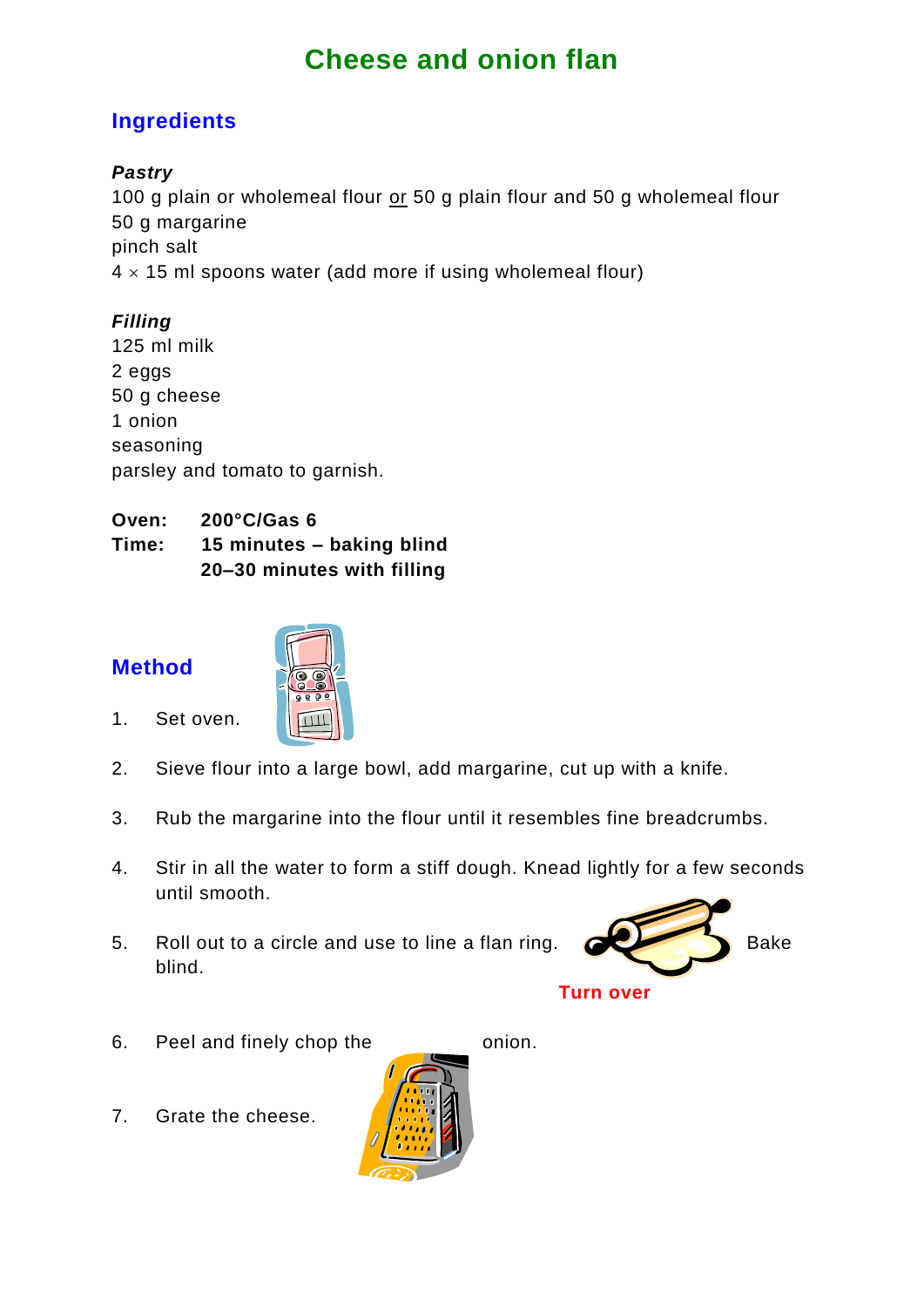# Cheese and onion flan

## Ingredients

***Pastry***

100 g plain or wholemeal flour <u>or</u> 50 g plain flour and 50 g wholemeal flour
50 g margarine
pinch salt
4 × 15 ml spoons water (add more if using wholemeal flour)

***Filling***

125 ml milk
2 eggs
50 g cheese
1 onion
seasoning
parsley and tomato to garnish.

**Oven:** **200°C/Gas 6**
**Time:** **15 minutes – baking blind**
**20–30 minutes with filling**

## Method

1. Set oven.

2. Sieve flour into a large bowl, add margarine, cut up with a knife.

3. Rub the margarine into the flour until it resembles fine breadcrumbs.

4. Stir in all the water to form a stiff dough. Knead lightly for a few seconds until smooth.

5. Roll out to a circle and use to line a flan ring. Bake blind.

**Turn over**

6. Peel and finely chop the onion.

7. Grate the cheese.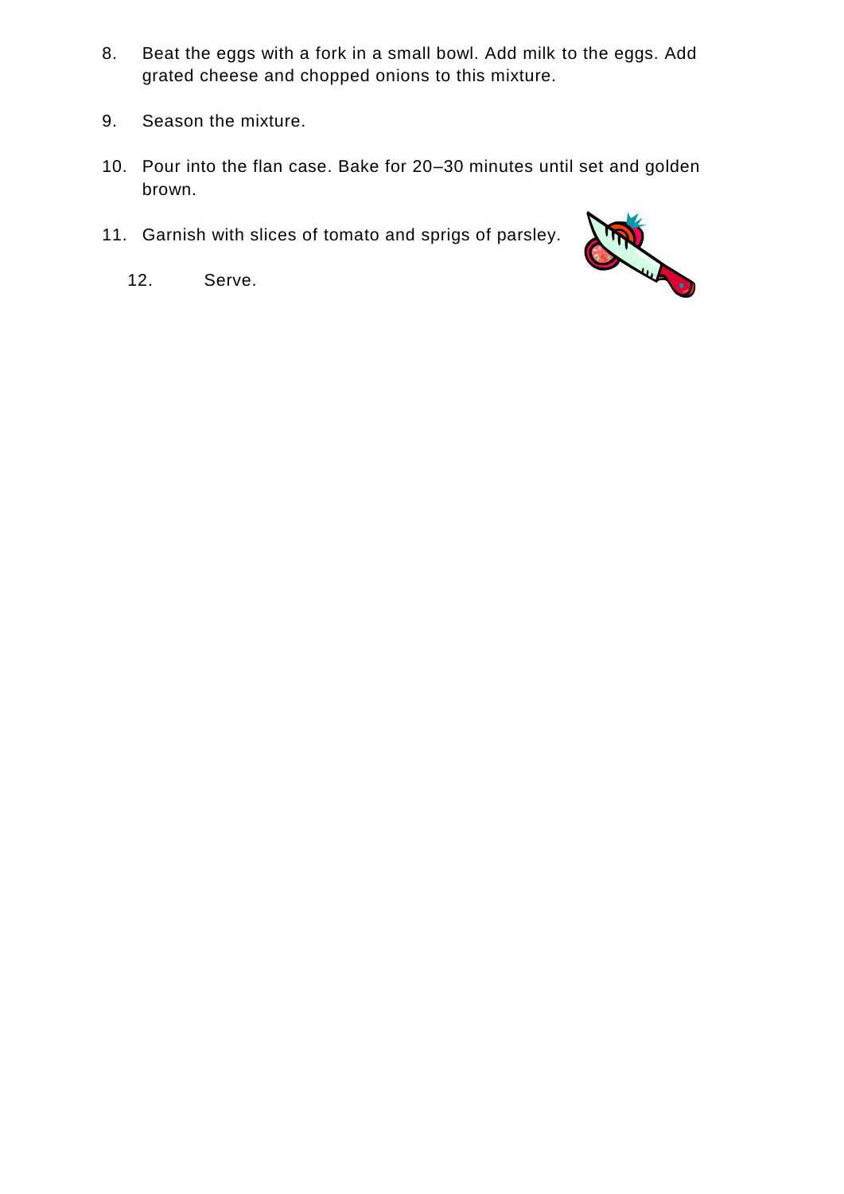8. Beat the eggs with a fork in a small bowl. Add milk to the eggs. Add grated cheese and chopped onions to this mixture.

9. Season the mixture.

10. Pour into the flan case. Bake for 20–30 minutes until set and golden brown.

11. Garnish with slices of tomato and sprigs of parsley.

12. Serve.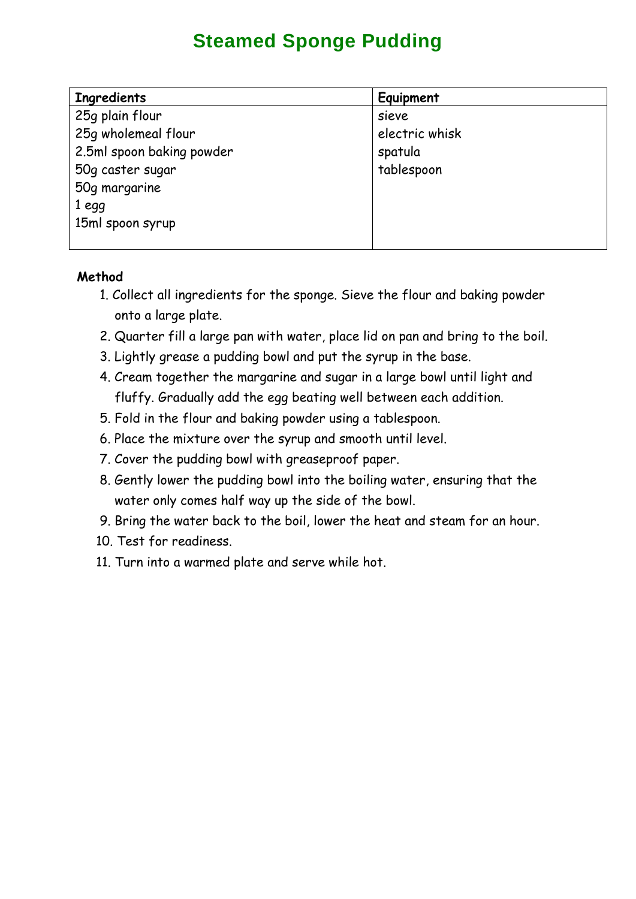# Steamed Sponge Pudding

| Ingredients | Equipment |
| --- | --- |
| 25g plain flour | sieve |
| 25g wholemeal flour | electric whisk |
| 2.5ml spoon baking powder | spatula |
| 50g caster sugar | tablespoon |
| 50g margarine | |
| 1 egg | |
| 15ml spoon syrup | |

**Method**

1. Collect all ingredients for the sponge. Sieve the flour and baking powder onto a large plate.
2. Quarter fill a large pan with water, place lid on pan and bring to the boil.
3. Lightly grease a pudding bowl and put the syrup in the base.
4. Cream together the margarine and sugar in a large bowl until light and fluffy. Gradually add the egg beating well between each addition.
5. Fold in the flour and baking powder using a tablespoon.
6. Place the mixture over the syrup and smooth until level.
7. Cover the pudding bowl with greaseproof paper.
8. Gently lower the pudding bowl into the boiling water, ensuring that the water only comes half way up the side of the bowl.
9. Bring the water back to the boil, lower the heat and steam for an hour.
10. Test for readiness.
11. Turn into a warmed plate and serve while hot.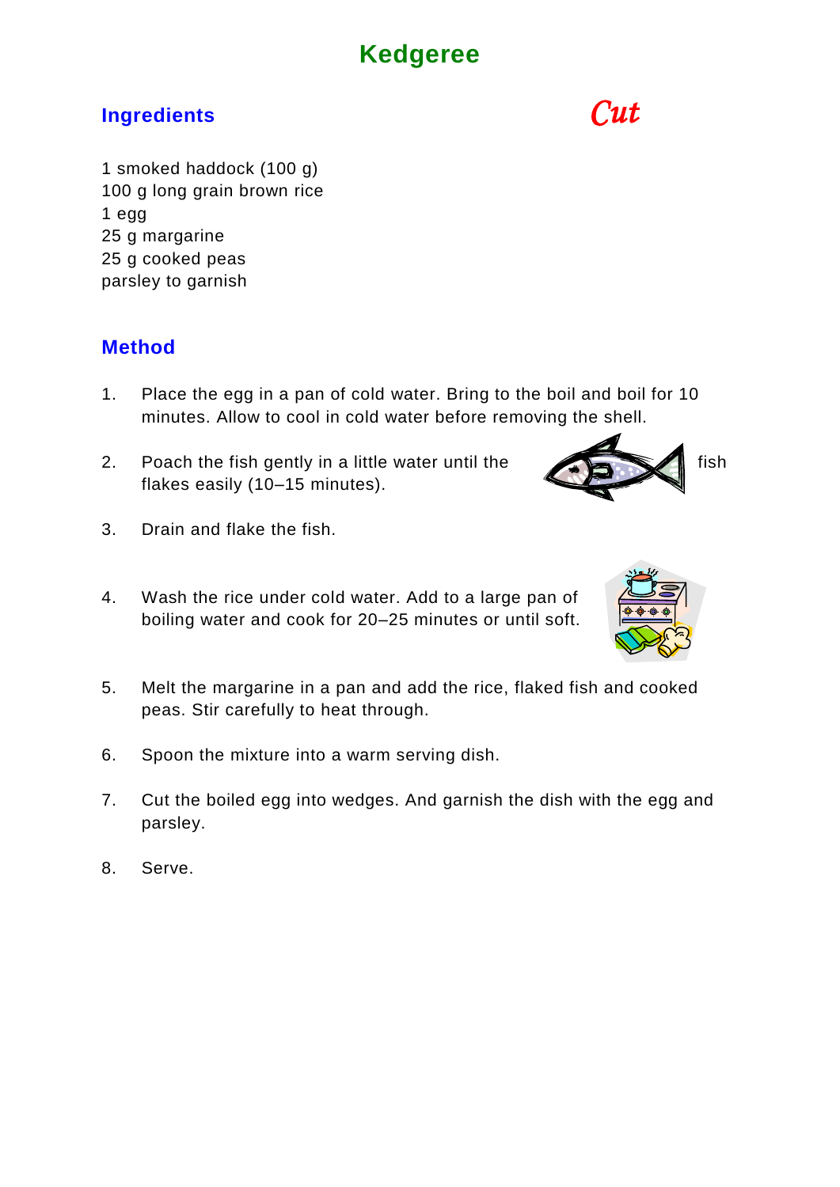# Kedgeree

## Ingredients

*Cut*

1 smoked haddock (100 g)
100 g long grain brown rice
1 egg
25 g margarine
25 g cooked peas
parsley to garnish

## Method

1. Place the egg in a pan of cold water. Bring to the boil and boil for 10 minutes. Allow to cool in cold water before removing the shell.

2. Poach the fish gently in a little water until the fish flakes easily (10–15 minutes).

3. Drain and flake the fish.

4. Wash the rice under cold water. Add to a large pan of boiling water and cook for 20–25 minutes or until soft.

5. Melt the margarine in a pan and add the rice, flaked fish and cooked peas. Stir carefully to heat through.

6. Spoon the mixture into a warm serving dish.

7. Cut the boiled egg into wedges. And garnish the dish with the egg and parsley.

8. Serve.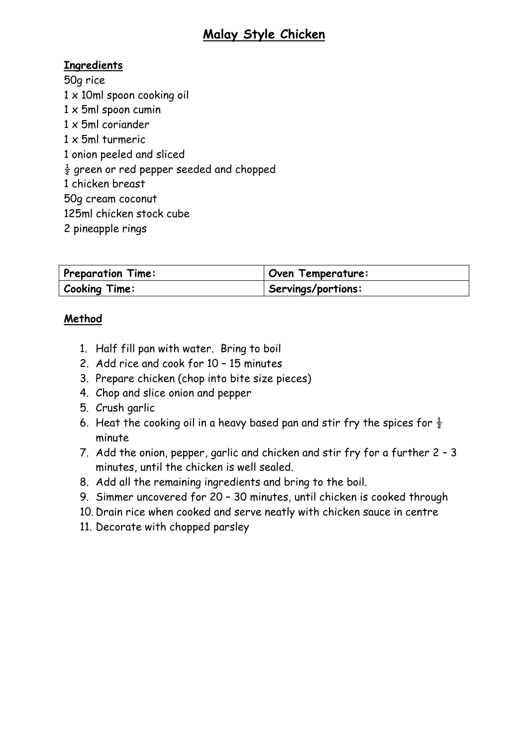# Malay Style Chicken

**Ingredients**

50g rice
1 x 10ml spoon cooking oil
1 x 5ml spoon cumin
1 x 5ml coriander
1 x 5ml turmeric
1 onion peeled and sliced
½ green or red pepper seeded and chopped
1 chicken breast
50g cream coconut
125ml chicken stock cube
2 pineapple rings

| Preparation Time: | Oven Temperature: |
|---|---|
| Cooking Time: | Servings/portions: |

**Method**

1. Half fill pan with water. Bring to boil
2. Add rice and cook for 10 – 15 minutes
3. Prepare chicken (chop into bite size pieces)
4. Chop and slice onion and pepper
5. Crush garlic
6. Heat the cooking oil in a heavy based pan and stir fry the spices for ½ minute
7. Add the onion, pepper, garlic and chicken and stir fry for a further 2 – 3 minutes, until the chicken is well sealed.
8. Add all the remaining ingredients and bring to the boil.
9. Simmer uncovered for 20 – 30 minutes, until chicken is cooked through
10. Drain rice when cooked and serve neatly with chicken sauce in centre
11. Decorate with chopped parsley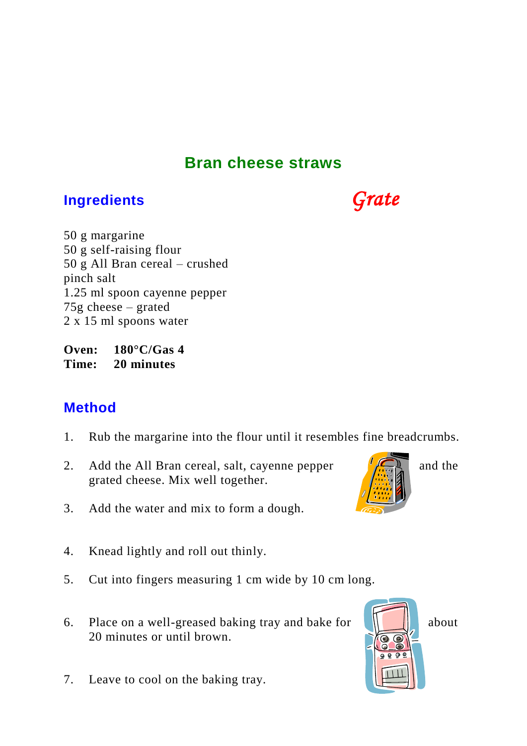# Bran cheese straws

## Ingredients

*Grate*

50 g margarine
50 g self-raising flour
50 g All Bran cereal – crushed
pinch salt
1.25 ml spoon cayenne pepper
75g cheese – grated
2 x 15 ml spoons water

**Oven: 180°C/Gas 4**
**Time: 20 minutes**

## Method

1. Rub the margarine into the flour until it resembles fine breadcrumbs.
2. Add the All Bran cereal, salt, cayenne pepper and the grated cheese. Mix well together.
3. Add the water and mix to form a dough.
4. Knead lightly and roll out thinly.
5. Cut into fingers measuring 1 cm wide by 10 cm long.
6. Place on a well-greased baking tray and bake for about 20 minutes or until brown.
7. Leave to cool on the baking tray.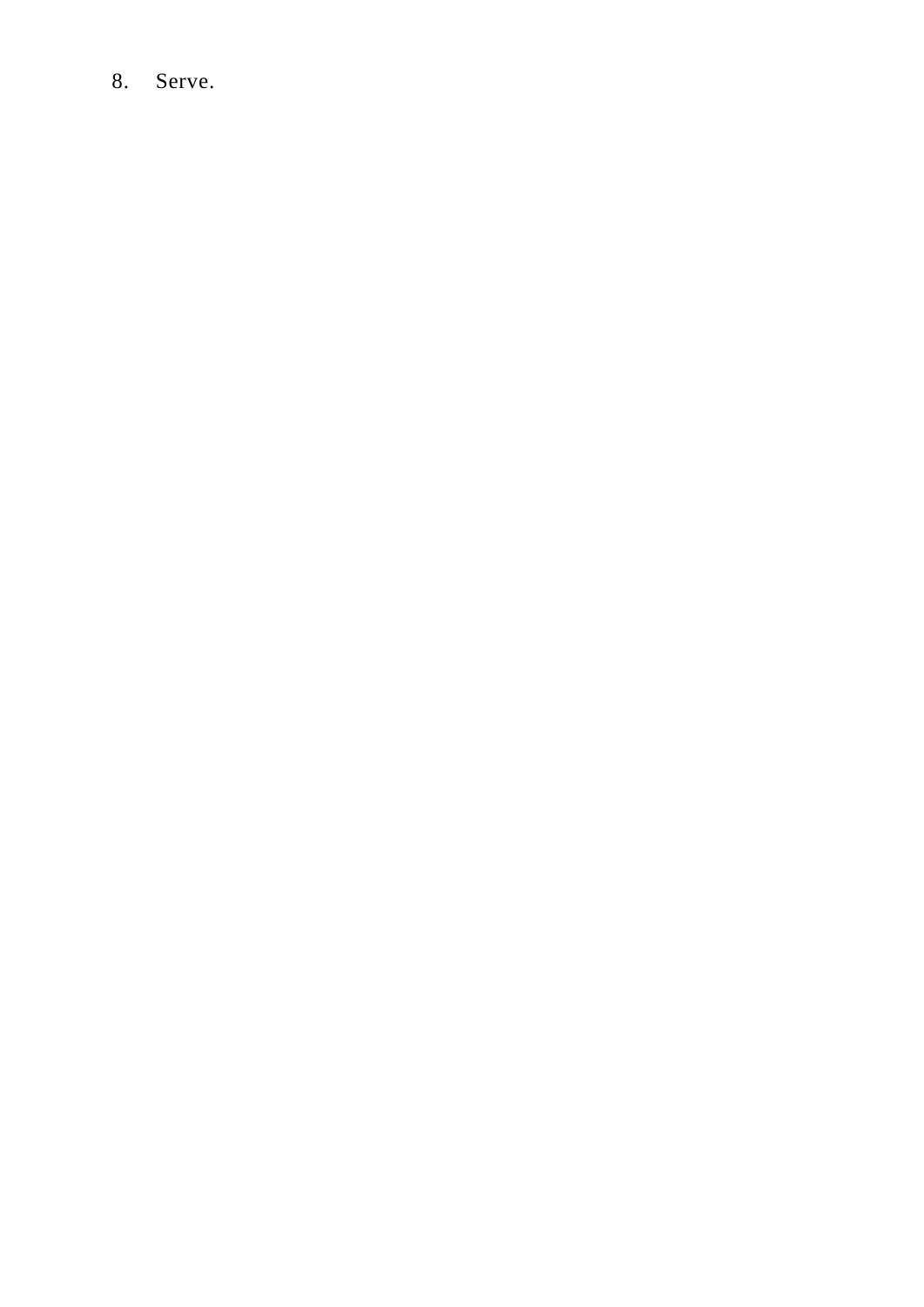8. Serve.